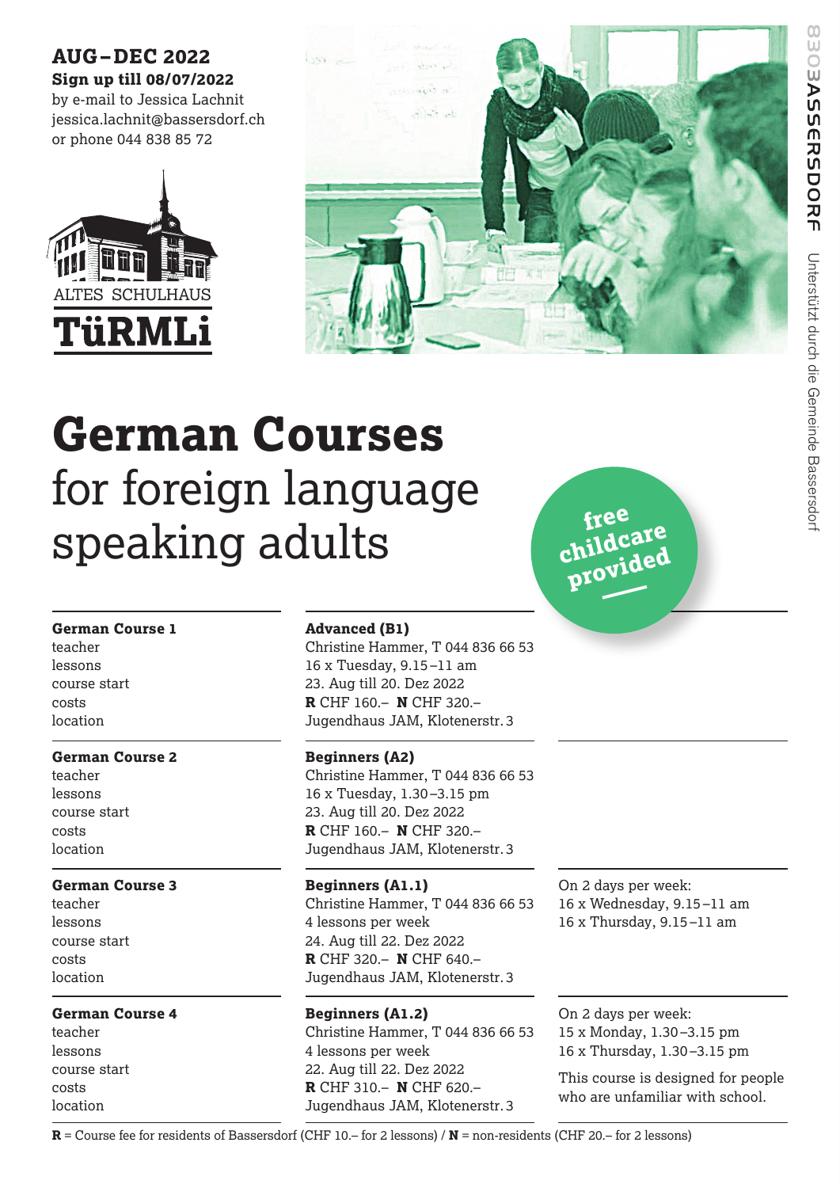**AUG–DEC 2022**
**Sign up till 08/07/2022**
by e-mail to Jessica Lachnit
jessica.lachnit@bassersdorf.ch
or phone 044 838 85 72

ALTES SCHULHAUS
**TüRMLi**

8303BASSERSDORF Unterstützt durch die Gemeinde Bassersdorf

# German Courses
for foreign language speaking adults

**free childcare provided**

| **German Course 1** | **Advanced (B1)** | |
|---|---|---|
| teacher | Christine Hammer, T 044 836 66 53 | |
| lessons | 16 x Tuesday, 9.15–11 am | |
| course start | 23. Aug till 20. Dez 2022 | |
| costs | **R** CHF 160.– **N** CHF 320.– | |
| location | Jugendhaus JAM, Klotenerstr. 3 | |
| **German Course 2** | **Beginners (A2)** | |
| teacher | Christine Hammer, T 044 836 66 53 | |
| lessons | 16 x Tuesday, 1.30–3.15 pm | |
| course start | 23. Aug till 20. Dez 2022 | |
| costs | **R** CHF 160.– **N** CHF 320.– | |
| location | Jugendhaus JAM, Klotenerstr. 3 | |
| **German Course 3** | **Beginners (A1.1)** | On 2 days per week: |
| teacher | Christine Hammer, T 044 836 66 53 | 16 x Wednesday, 9.15–11 am |
| lessons | 4 lessons per week | 16 x Thursday, 9.15–11 am |
| course start | 24. Aug till 22. Dez 2022 | |
| costs | **R** CHF 320.– **N** CHF 640.– | |
| location | Jugendhaus JAM, Klotenerstr. 3 | |
| **German Course 4** | **Beginners (A1.2)** | On 2 days per week: |
| teacher | Christine Hammer, T 044 836 66 53 | 15 x Monday, 1.30–3.15 pm |
| lessons | 4 lessons per week | 16 x Thursday, 1.30–3.15 pm |
| course start | 22. Aug till 22. Dez 2022 | This course is designed for people who are unfamiliar with school. |
| costs | **R** CHF 310.– **N** CHF 620.– | |
| location | Jugendhaus JAM, Klotenerstr. 3 | |

**R** = Course fee for residents of Bassersdorf (CHF 10.– for 2 lessons) / **N** = non-residents (CHF 20.– for 2 lessons)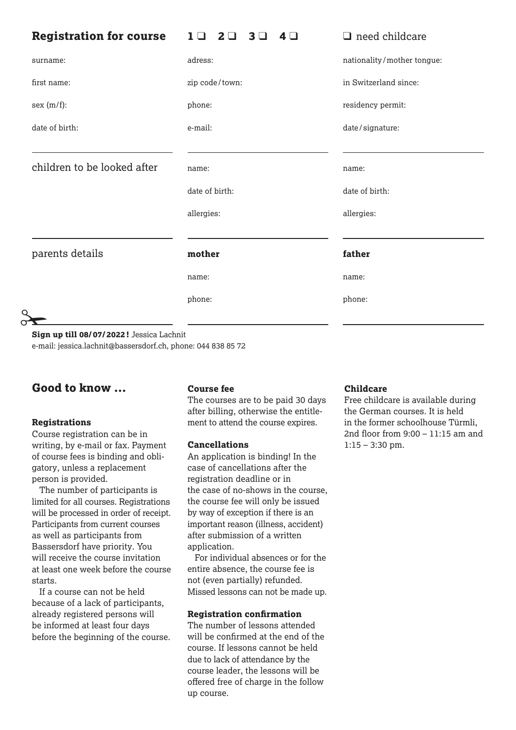## Registration for course

1 ❑ 2 ❑ 3 ❑ 4 ❑

❑ need childcare

| | | |
|---|---|---|
| surname: | adress: | nationality / mother tongue: |
| first name: | zip code / town: | in Switzerland since: |
| sex (m/f): | phone: | residency permit: |
| date of birth: | e-mail: | date / signature: |

| | | |
|---|---|---|
| children to be looked after | name: | name: |
| | date of birth: | date of birth: |
| | allergies: | allergies: |

| | | |
|---|---|---|
| parents details | **mother** | **father** |
| | name: | name: |
| | phone: | phone: |

**Sign up till 08/07/2022!** Jessica Lachnit
e-mail: jessica.lachnit@bassersdorf.ch, phone: 044 838 85 72

## Good to know …

### Registrations

Course registration can be in writing, by e-mail or fax. Payment of course fees is binding and obligatory, unless a replacement person is provided.

The number of participants is limited for all courses. Registrations will be processed in order of receipt. Participants from current courses as well as participants from Bassersdorf have priority. You will receive the course invitation at least one week before the course starts.

If a course can not be held because of a lack of participants, already registered persons will be informed at least four days before the beginning of the course.

### Course fee

The courses are to be paid 30 days after billing, otherwise the entitlement to attend the course expires.

### Cancellations

An application is binding! In the case of cancellations after the registration deadline or in the case of no-shows in the course, the course fee will only be issued by way of exception if there is an important reason (illness, accident) after submission of a written application.

For individual absences or for the entire absence, the course fee is not (even partially) refunded. Missed lessons can not be made up.

### Registration confirmation

The number of lessons attended will be confirmed at the end of the course. If lessons cannot be held due to lack of attendance by the course leader, the lessons will be offered free of charge in the follow up course.

### Childcare

Free childcare is available during the German courses. It is held in the former schoolhouse Türmli, 2nd floor from 9:00 – 11:15 am and 1:15 – 3:30 pm.